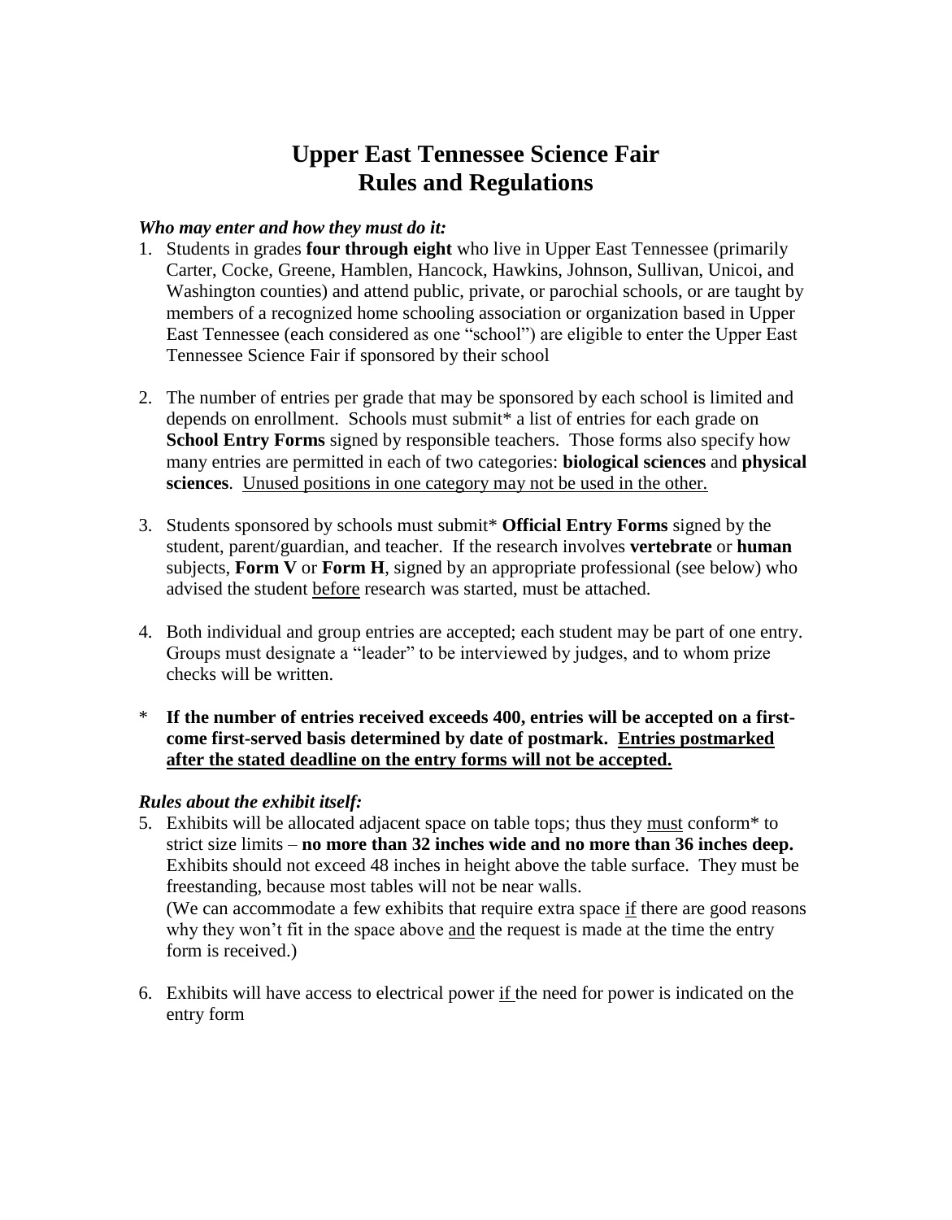# Upper East Tennessee Science Fair
# Rules and Regulations

***Who may enter and how they must do it:***

1. Students in grades **four through eight** who live in Upper East Tennessee (primarily Carter, Cocke, Greene, Hamblen, Hancock, Hawkins, Johnson, Sullivan, Unicoi, and Washington counties) and attend public, private, or parochial schools, or are taught by members of a recognized home schooling association or organization based in Upper East Tennessee (each considered as one "school") are eligible to enter the Upper East Tennessee Science Fair if sponsored by their school

2. The number of entries per grade that may be sponsored by each school is limited and depends on enrollment. Schools must submit* a list of entries for each grade on **School Entry Forms** signed by responsible teachers. Those forms also specify how many entries are permitted in each of two categories: **biological sciences** and **physical sciences**. <u>Unused positions in one category may not be used in the other.</u>

3. Students sponsored by schools must submit* **Official Entry Forms** signed by the student, parent/guardian, and teacher. If the research involves **vertebrate** or **human** subjects, **Form V** or **Form H**, signed by an appropriate professional (see below) who advised the student <u>before</u> research was started, must be attached.

4. Both individual and group entries are accepted; each student may be part of one entry. Groups must designate a "leader" to be interviewed by judges, and to whom prize checks will be written.

\* **If the number of entries received exceeds 400, entries will be accepted on a first-come first-served basis determined by date of postmark. <u>Entries postmarked after the stated deadline on the entry forms will not be accepted.</u>**

***Rules about the exhibit itself:***

5. Exhibits will be allocated adjacent space on table tops; thus they <u>must</u> conform* to strict size limits – **no more than 32 inches wide and no more than 36 inches deep.** Exhibits should not exceed 48 inches in height above the table surface. They must be freestanding, because most tables will not be near walls.
   (We can accommodate a few exhibits that require extra space <u>if</u> there are good reasons why they won't fit in the space above <u>and</u> the request is made at the time the entry form is received.)

6. Exhibits will have access to electrical power <u>if</u> the need for power is indicated on the entry form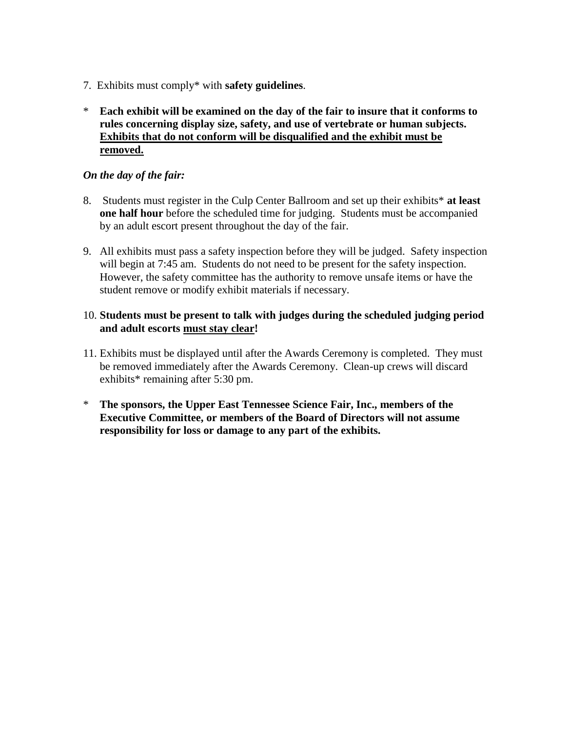7. Exhibits must comply* with **safety guidelines**.

\* **Each exhibit will be examined on the day of the fair to insure that it conforms to rules concerning display size, safety, and use of vertebrate or human subjects. <u>Exhibits that do not conform will be disqualified and the exhibit must be removed.</u>**

***On the day of the fair:***

8. Students must register in the Culp Center Ballroom and set up their exhibits* **at least one half hour** before the scheduled time for judging. Students must be accompanied by an adult escort present throughout the day of the fair.

9. All exhibits must pass a safety inspection before they will be judged. Safety inspection will begin at 7:45 am. Students do not need to be present for the safety inspection. However, the safety committee has the authority to remove unsafe items or have the student remove or modify exhibit materials if necessary.

10. **Students must be present to talk with judges during the scheduled judging period and adult escorts <u>must stay clear</u>!**

11. Exhibits must be displayed until after the Awards Ceremony is completed. They must be removed immediately after the Awards Ceremony. Clean-up crews will discard exhibits* remaining after 5:30 pm.

\* **The sponsors, the Upper East Tennessee Science Fair, Inc., members of the Executive Committee, or members of the Board of Directors will not assume responsibility for loss or damage to any part of the exhibits.**